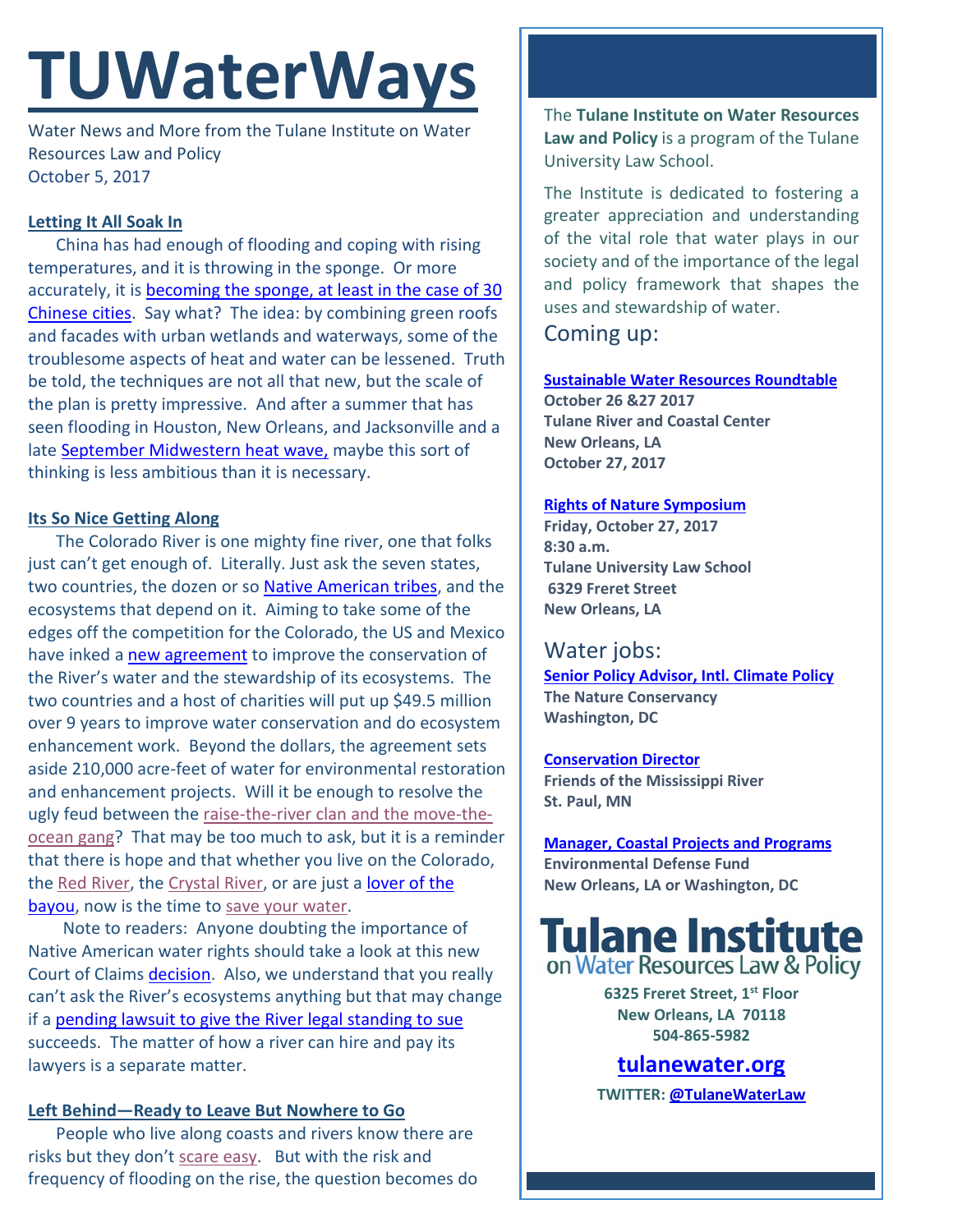# TUWaterWays

Water News and More from the Tulane Institute on Water Resources Law and Policy
October 5, 2017

## Letting It All Soak In

China has had enough of flooding and coping with rising temperatures, and it is throwing in the sponge. Or more accurately, it is becoming the sponge, at least in the case of 30 Chinese cities. Say what? The idea: by combining green roofs and facades with urban wetlands and waterways, some of the troublesome aspects of heat and water can be lessened. Truth be told, the techniques are not all that new, but the scale of the plan is pretty impressive. And after a summer that has seen flooding in Houston, New Orleans, and Jacksonville and a late September Midwestern heat wave, maybe this sort of thinking is less ambitious than it is necessary.

## Its So Nice Getting Along

The Colorado River is one mighty fine river, one that folks just can't get enough of. Literally. Just ask the seven states, two countries, the dozen or so Native American tribes, and the ecosystems that depend on it. Aiming to take some of the edges off the competition for the Colorado, the US and Mexico have inked a new agreement to improve the conservation of the River's water and the stewardship of its ecosystems. The two countries and a host of charities will put up $49.5 million over 9 years to improve water conservation and do ecosystem enhancement work. Beyond the dollars, the agreement sets aside 210,000 acre-feet of water for environmental restoration and enhancement projects. Will it be enough to resolve the ugly feud between the raise-the-river clan and the move-the-ocean gang? That may be too much to ask, but it is a reminder that there is hope and that whether you live on the Colorado, the Red River, the Crystal River, or are just a lover of the bayou, now is the time to save your water.

Note to readers: Anyone doubting the importance of Native American water rights should take a look at this new Court of Claims decision. Also, we understand that you really can't ask the River's ecosystems anything but that may change if a pending lawsuit to give the River legal standing to sue succeeds. The matter of how a river can hire and pay its lawyers is a separate matter.

## Left Behind—Ready to Leave But Nowhere to Go

People who live along coasts and rivers know there are risks but they don't scare easy. But with the risk and frequency of flooding on the rise, the question becomes do

---

The **Tulane Institute on Water Resources Law and Policy** is a program of the Tulane University Law School.

The Institute is dedicated to fostering a greater appreciation and understanding of the vital role that water plays in our society and of the importance of the legal and policy framework that shapes the uses and stewardship of water.

## Coming up:

**Sustainable Water Resources Roundtable**
**October 26 &27 2017**
**Tulane River and Coastal Center**
**New Orleans, LA**
**October 27, 2017**

**Rights of Nature Symposium**
**Friday, October 27, 2017**
**8:30 a.m.**
**Tulane University Law School**
**6329 Freret Street**
**New Orleans, LA**

## Water jobs:

**Senior Policy Advisor, Intl. Climate Policy**
**The Nature Conservancy**
**Washington, DC**

**Conservation Director**
**Friends of the Mississippi River**
**St. Paul, MN**

**Manager, Coastal Projects and Programs**
**Environmental Defense Fund**
**New Orleans, LA or Washington, DC**

**Tulane Institute on Water Resources Law & Policy**

**6325 Freret Street, 1st Floor**
**New Orleans, LA 70118**
**504-865-5982**

**tulanewater.org**

**TWITTER: @TulaneWaterLaw**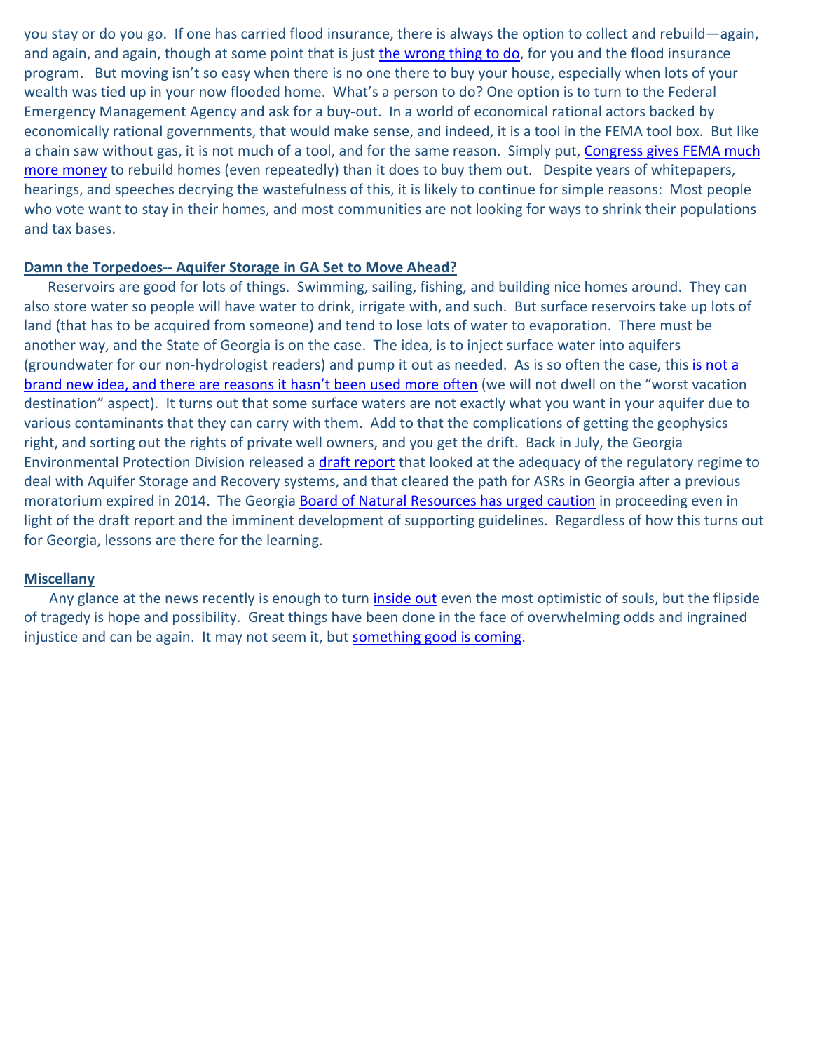you stay or do you go. If one has carried flood insurance, there is always the option to collect and rebuild—again, and again, and again, though at some point that is just [the wrong thing to do](), for you and the flood insurance program. But moving isn't so easy when there is no one there to buy your house, especially when lots of your wealth was tied up in your now flooded home. What's a person to do? One option is to turn to the Federal Emergency Management Agency and ask for a buy-out. In a world of economical rational actors backed by economically rational governments, that would make sense, and indeed, it is a tool in the FEMA tool box. But like a chain saw without gas, it is not much of a tool, and for the same reason. Simply put, [Congress gives FEMA much more money]() to rebuild homes (even repeatedly) than it does to buy them out. Despite years of whitepapers, hearings, and speeches decrying the wastefulness of this, it is likely to continue for simple reasons: Most people who vote want to stay in their homes, and most communities are not looking for ways to shrink their populations and tax bases.

**Damn the Torpedoes-- Aquifer Storage in GA Set to Move Ahead?**

Reservoirs are good for lots of things. Swimming, sailing, fishing, and building nice homes around. They can also store water so people will have water to drink, irrigate with, and such. But surface reservoirs take up lots of land (that has to be acquired from someone) and tend to lose lots of water to evaporation. There must be another way, and the State of Georgia is on the case. The idea, is to inject surface water into aquifers (groundwater for our non-hydrologist readers) and pump it out as needed. As is so often the case, this [is not a brand new idea, and there are reasons it hasn't been used more often]() (we will not dwell on the "worst vacation destination" aspect). It turns out that some surface waters are not exactly what you want in your aquifer due to various contaminants that they can carry with them. Add to that the complications of getting the geophysics right, and sorting out the rights of private well owners, and you get the drift. Back in July, the Georgia Environmental Protection Division released a [draft report]() that looked at the adequacy of the regulatory regime to deal with Aquifer Storage and Recovery systems, and that cleared the path for ASRs in Georgia after a previous moratorium expired in 2014. The Georgia [Board of Natural Resources has urged caution]() in proceeding even in light of the draft report and the imminent development of supporting guidelines. Regardless of how this turns out for Georgia, lessons are there for the learning.

**Miscellany**

Any glance at the news recently is enough to turn [inside out]() even the most optimistic of souls, but the flipside of tragedy is hope and possibility. Great things have been done in the face of overwhelming odds and ingrained injustice and can be again. It may not seem it, but [something good is coming]().